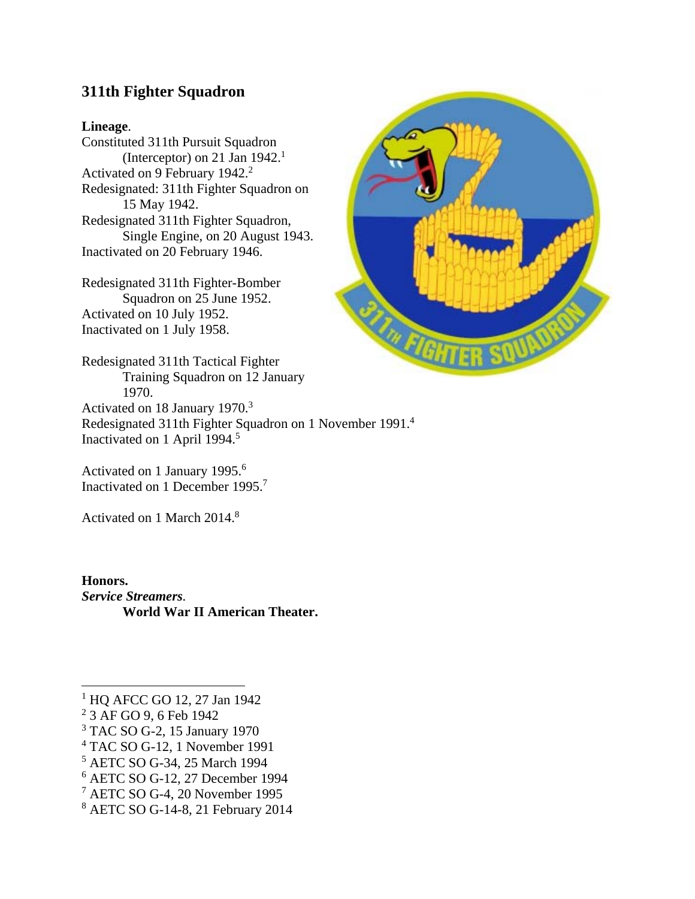## 311th Fighter Squadron

**Lineage**.

Constituted 311th Pursuit Squadron (Interceptor) on 21 Jan 1942.[1]
Activated on 9 February 1942.[2]
Redesignated: 311th Fighter Squadron on 15 May 1942.
Redesignated 311th Fighter Squadron, Single Engine, on 20 August 1943.
Inactivated on 20 February 1946.

Redesignated 311th Fighter-Bomber Squadron on 25 June 1952.
Activated on 10 July 1952.
Inactivated on 1 July 1958.

Redesignated 311th Tactical Fighter Training Squadron on 12 January 1970.
Activated on 18 January 1970.[3]
Redesignated 311th Fighter Squadron on 1 November 1991.[4]
Inactivated on 1 April 1994.[5]

Activated on 1 January 1995.[6]
Inactivated on 1 December 1995.[7]

Activated on 1 March 2014.[8]

**Honors.**

***Service Streamers*.**

**World War II American Theater.**

---

[1] HQ AFCC GO 12, 27 Jan 1942
[2] 3 AF GO 9, 6 Feb 1942
[3] TAC SO G-2, 15 January 1970
[4] TAC SO G-12, 1 November 1991
[5] AETC SO G-34, 25 March 1994
[6] AETC SO G-12, 27 December 1994
[7] AETC SO G-4, 20 November 1995
[8] AETC SO G-14-8, 21 February 2014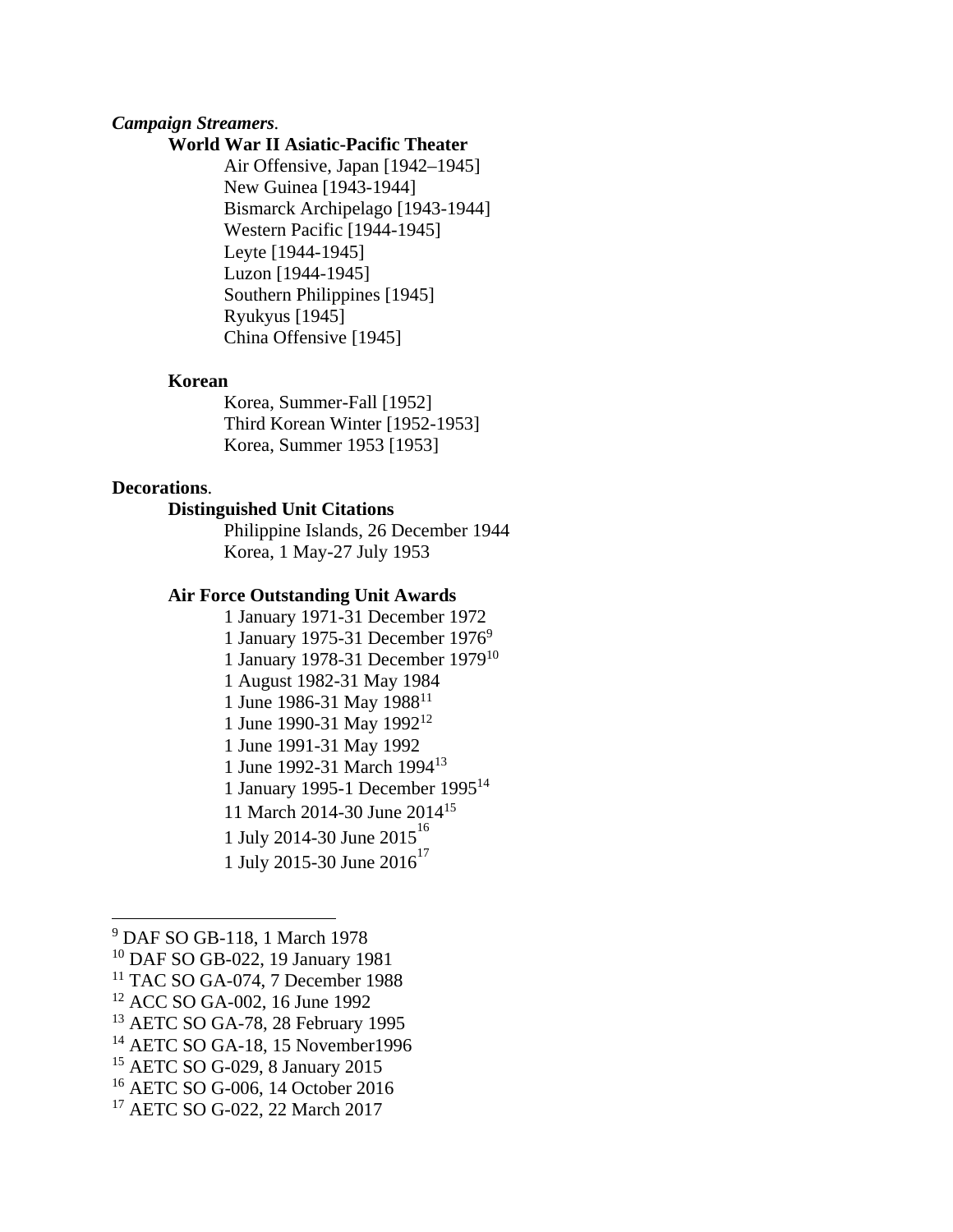***Campaign Streamers*.**

**World War II Asiatic-Pacific Theater**

Air Offensive, Japan [1942–1945]
New Guinea [1943-1944]
Bismarck Archipelago [1943-1944]
Western Pacific [1944-1945]
Leyte [1944-1945]
Luzon [1944-1945]
Southern Philippines [1945]
Ryukyus [1945]
China Offensive [1945]

**Korean**

Korea, Summer-Fall [1952]
Third Korean Winter [1952-1953]
Korea, Summer 1953 [1953]

**Decorations**.

**Distinguished Unit Citations**

Philippine Islands, 26 December 1944
Korea, 1 May-27 July 1953

**Air Force Outstanding Unit Awards**

1 January 1971-31 December 1972
1 January 1975-31 December 1976[9]
1 January 1978-31 December 1979[10]
1 August 1982-31 May 1984
1 June 1986-31 May 1988[11]
1 June 1990-31 May 1992[12]
1 June 1991-31 May 1992
1 June 1992-31 March 1994[13]
1 January 1995-1 December 1995[14]
11 March 2014-30 June 2014[15]
1 July 2014-30 June 2015[16]
1 July 2015-30 June 2016[17]

---

[9] DAF SO GB-118, 1 March 1978
[10] DAF SO GB-022, 19 January 1981
[11] TAC SO GA-074, 7 December 1988
[12] ACC SO GA-002, 16 June 1992
[13] AETC SO GA-78, 28 February 1995
[14] AETC SO GA-18, 15 November1996
[15] AETC SO G-029, 8 January 2015
[16] AETC SO G-006, 14 October 2016
[17] AETC SO G-022, 22 March 2017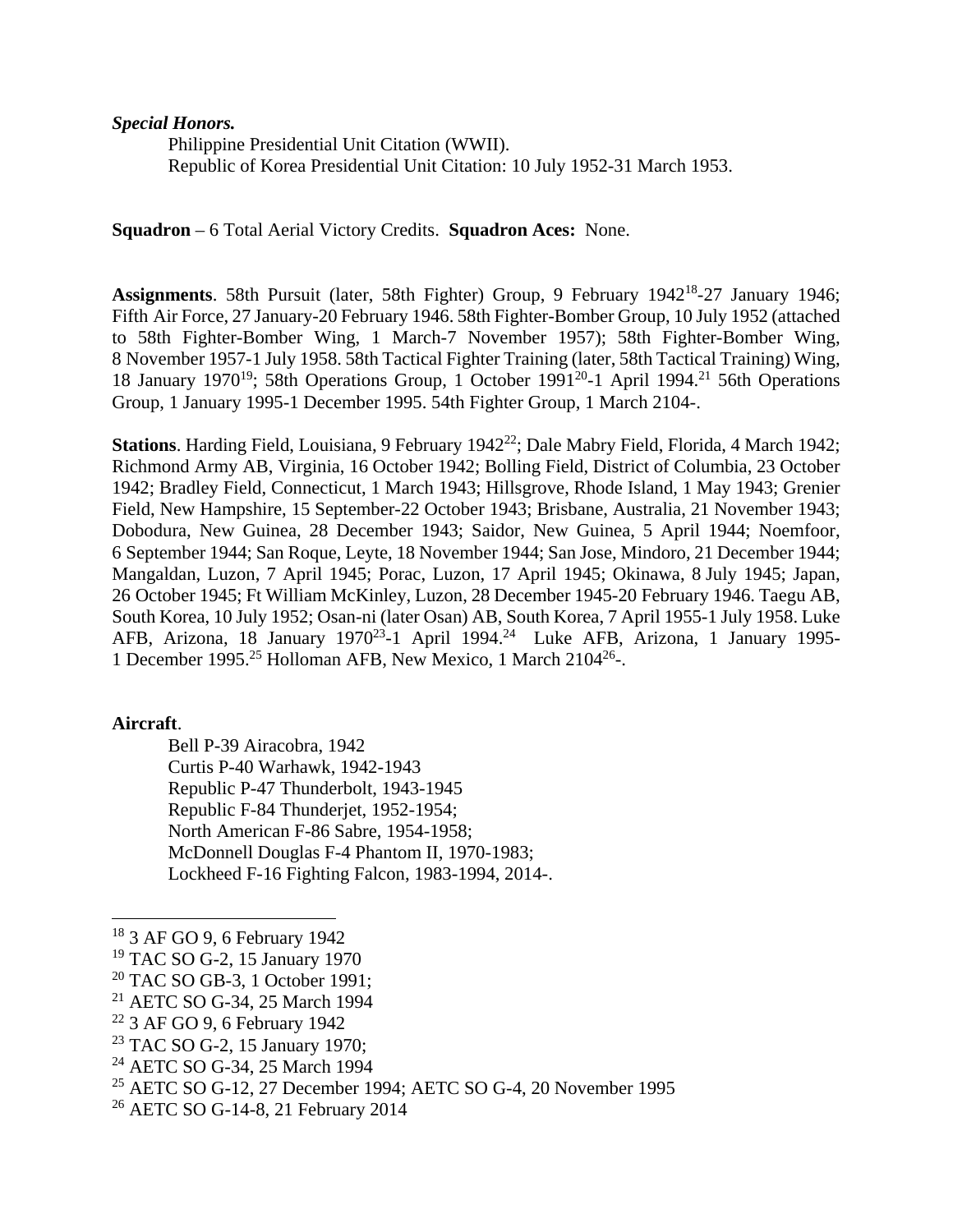***Special Honors.***

Philippine Presidential Unit Citation (WWII).
Republic of Korea Presidential Unit Citation: 10 July 1952-31 March 1953.

**Squadron** – 6 Total Aerial Victory Credits. **Squadron Aces:** None.

**Assignments**. 58th Pursuit (later, 58th Fighter) Group, 9 February 1942[18]-27 January 1946; Fifth Air Force, 27 January-20 February 1946. 58th Fighter-Bomber Group, 10 July 1952 (attached to 58th Fighter-Bomber Wing, 1 March-7 November 1957); 58th Fighter-Bomber Wing, 8 November 1957-1 July 1958. 58th Tactical Fighter Training (later, 58th Tactical Training) Wing, 18 January 1970[19]; 58th Operations Group, 1 October 1991[20]-1 April 1994.[21] 56th Operations Group, 1 January 1995-1 December 1995. 54th Fighter Group, 1 March 2104-.

**Stations**. Harding Field, Louisiana, 9 February 1942[22]; Dale Mabry Field, Florida, 4 March 1942; Richmond Army AB, Virginia, 16 October 1942; Bolling Field, District of Columbia, 23 October 1942; Bradley Field, Connecticut, 1 March 1943; Hillsgrove, Rhode Island, 1 May 1943; Grenier Field, New Hampshire, 15 September-22 October 1943; Brisbane, Australia, 21 November 1943; Dobodura, New Guinea, 28 December 1943; Saidor, New Guinea, 5 April 1944; Noemfoor, 6 September 1944; San Roque, Leyte, 18 November 1944; San Jose, Mindoro, 21 December 1944; Mangaldan, Luzon, 7 April 1945; Porac, Luzon, 17 April 1945; Okinawa, 8 July 1945; Japan, 26 October 1945; Ft William McKinley, Luzon, 28 December 1945-20 February 1946. Taegu AB, South Korea, 10 July 1952; Osan-ni (later Osan) AB, South Korea, 7 April 1955-1 July 1958. Luke AFB, Arizona, 18 January 1970[23]-1 April 1994.[24] Luke AFB, Arizona, 1 January 1995-1 December 1995.[25] Holloman AFB, New Mexico, 1 March 2104[26]-.

**Aircraft**.

Bell P-39 Airacobra, 1942
Curtis P-40 Warhawk, 1942-1943
Republic P-47 Thunderbolt, 1943-1945
Republic F-84 Thunderjet, 1952-1954;
North American F-86 Sabre, 1954-1958;
McDonnell Douglas F-4 Phantom II, 1970-1983;
Lockheed F-16 Fighting Falcon, 1983-1994, 2014-.

---

[18] 3 AF GO 9, 6 February 1942
[19] TAC SO G-2, 15 January 1970
[20] TAC SO GB-3, 1 October 1991;
[21] AETC SO G-34, 25 March 1994
[22] 3 AF GO 9, 6 February 1942
[23] TAC SO G-2, 15 January 1970;
[24] AETC SO G-34, 25 March 1994
[25] AETC SO G-12, 27 December 1994; AETC SO G-4, 20 November 1995
[26] AETC SO G-14-8, 21 February 2014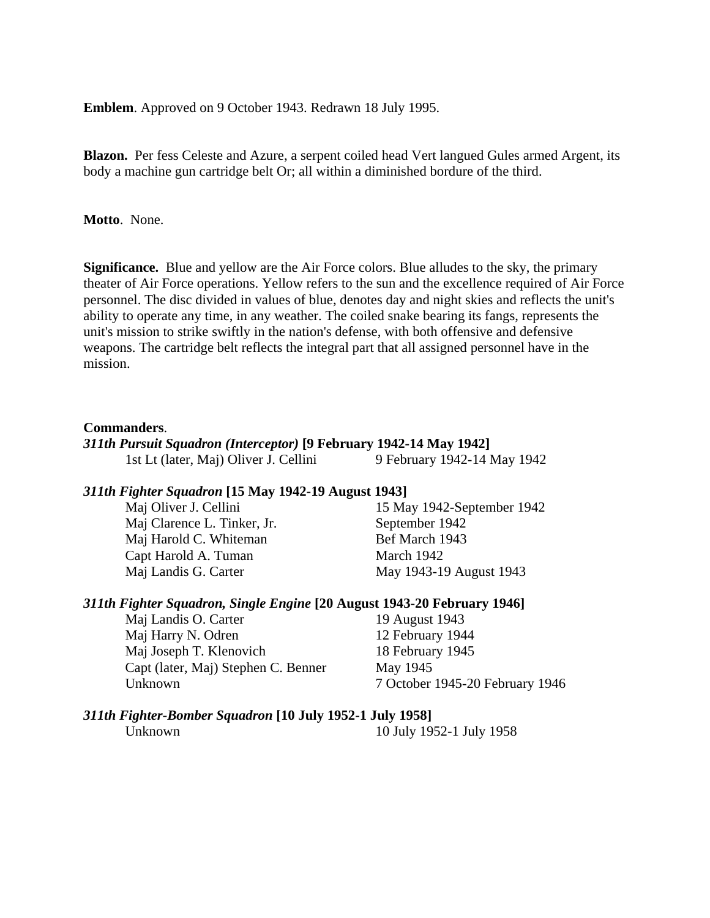**Emblem**. Approved on 9 October 1943. Redrawn 18 July 1995.

**Blazon.** Per fess Celeste and Azure, a serpent coiled head Vert langued Gules armed Argent, its body a machine gun cartridge belt Or; all within a diminished bordure of the third.

**Motto**. None.

**Significance.** Blue and yellow are the Air Force colors. Blue alludes to the sky, the primary theater of Air Force operations. Yellow refers to the sun and the excellence required of Air Force personnel. The disc divided in values of blue, denotes day and night skies and reflects the unit's ability to operate any time, in any weather. The coiled snake bearing its fangs, represents the unit's mission to strike swiftly in the nation's defense, with both offensive and defensive weapons. The cartridge belt reflects the integral part that all assigned personnel have in the mission.

**Commanders**.

***311th Pursuit Squadron (Interceptor)*** **[9 February 1942-14 May 1942]**

| | |
|---|---|
| 1st Lt (later, Maj) Oliver J. Cellini | 9 February 1942-14 May 1942 |

***311th Fighter Squadron*** **[15 May 1942-19 August 1943]**

| | |
|---|---|
| Maj Oliver J. Cellini | 15 May 1942-September 1942 |
| Maj Clarence L. Tinker, Jr. | September 1942 |
| Maj Harold C. Whiteman | Bef March 1943 |
| Capt Harold A. Tuman | March 1942 |
| Maj Landis G. Carter | May 1943-19 August 1943 |

***311th Fighter Squadron, Single Engine*** **[20 August 1943-20 February 1946]**

| | |
|---|---|
| Maj Landis O. Carter | 19 August 1943 |
| Maj Harry N. Odren | 12 February 1944 |
| Maj Joseph T. Klenovich | 18 February 1945 |
| Capt (later, Maj) Stephen C. Benner | May 1945 |
| Unknown | 7 October 1945-20 February 1946 |

***311th Fighter-Bomber Squadron*** **[10 July 1952-1 July 1958]**

| | |
|---|---|
| Unknown | 10 July 1952-1 July 1958 |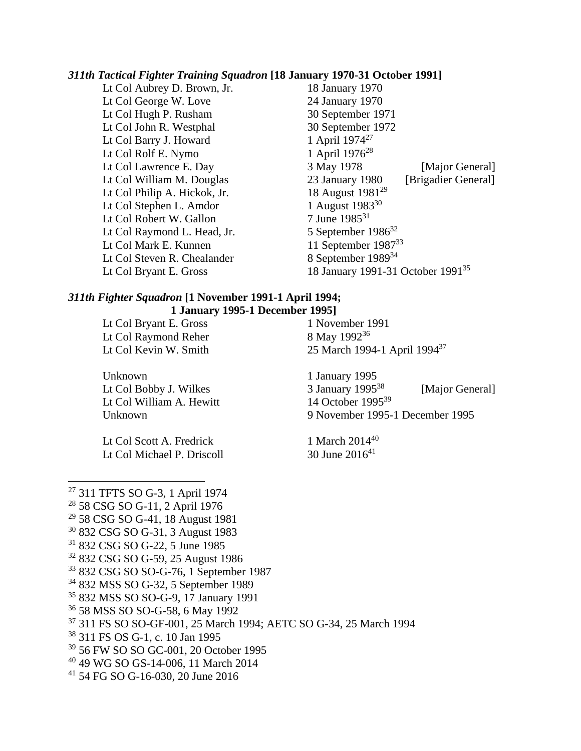***311th Tactical Fighter Training Squadron* [18 January 1970-31 October 1991]**

| | | |
|---|---|---|
| Lt Col Aubrey D. Brown, Jr. | 18 January 1970 | |
| Lt Col George W. Love | 24 January 1970 | |
| Lt Col Hugh P. Rusham | 30 September 1971 | |
| Lt Col John R. Westphal | 30 September 1972 | |
| Lt Col Barry J. Howard | 1 April 1974[27] | |
| Lt Col Rolf E. Nymo | 1 April 1976[28] | |
| Lt Col Lawrence E. Day | 3 May 1978 | [Major General] |
| Lt Col William M. Douglas | 23 January 1980 | [Brigadier General] |
| Lt Col Philip A. Hickok, Jr. | 18 August 1981[29] | |
| Lt Col Stephen L. Amdor | 1 August 1983[30] | |
| Lt Col Robert W. Gallon | 7 June 1985[31] | |
| Lt Col Raymond L. Head, Jr. | 5 September 1986[32] | |
| Lt Col Mark E. Kunnen | 11 September 1987[33] | |
| Lt Col Steven R. Chealander | 8 September 1989[34] | |
| Lt Col Bryant E. Gross | 18 January 1991-31 October 1991[35] | |

***311th Fighter Squadron* [1 November 1991-1 April 1994; 1 January 1995-1 December 1995]**

| | | |
|---|---|---|
| Lt Col Bryant E. Gross | 1 November 1991 | |
| Lt Col Raymond Reher | 8 May 1992[36] | |
| Lt Col Kevin W. Smith | 25 March 1994-1 April 1994[37] | |
| | | |
| Unknown | 1 January 1995 | |
| Lt Col Bobby J. Wilkes | 3 January 1995[38] | [Major General] |
| Lt Col William A. Hewitt | 14 October 1995[39] | |
| Unknown | 9 November 1995-1 December 1995 | |
| | | |
| Lt Col Scott A. Fredrick | 1 March 2014[40] | |
| Lt Col Michael P. Driscoll | 30 June 2016[41] | |

[27] 311 TFTS SO G-3, 1 April 1974
[28] 58 CSG SO G-11, 2 April 1976
[29] 58 CSG SO G-41, 18 August 1981
[30] 832 CSG SO G-31, 3 August 1983
[31] 832 CSG SO G-22, 5 June 1985
[32] 832 CSG SO G-59, 25 August 1986
[33] 832 CSG SO SO-G-76, 1 September 1987
[34] 832 MSS SO G-32, 5 September 1989
[35] 832 MSS SO SO-G-9, 17 January 1991
[36] 58 MSS SO SO-G-58, 6 May 1992
[37] 311 FS SO SO-GF-001, 25 March 1994; AETC SO G-34, 25 March 1994
[38] 311 FS OS G-1, c. 10 Jan 1995
[39] 56 FW SO SO GC-001, 20 October 1995
[40] 49 WG SO GS-14-006, 11 March 2014
[41] 54 FG SO G-16-030, 20 June 2016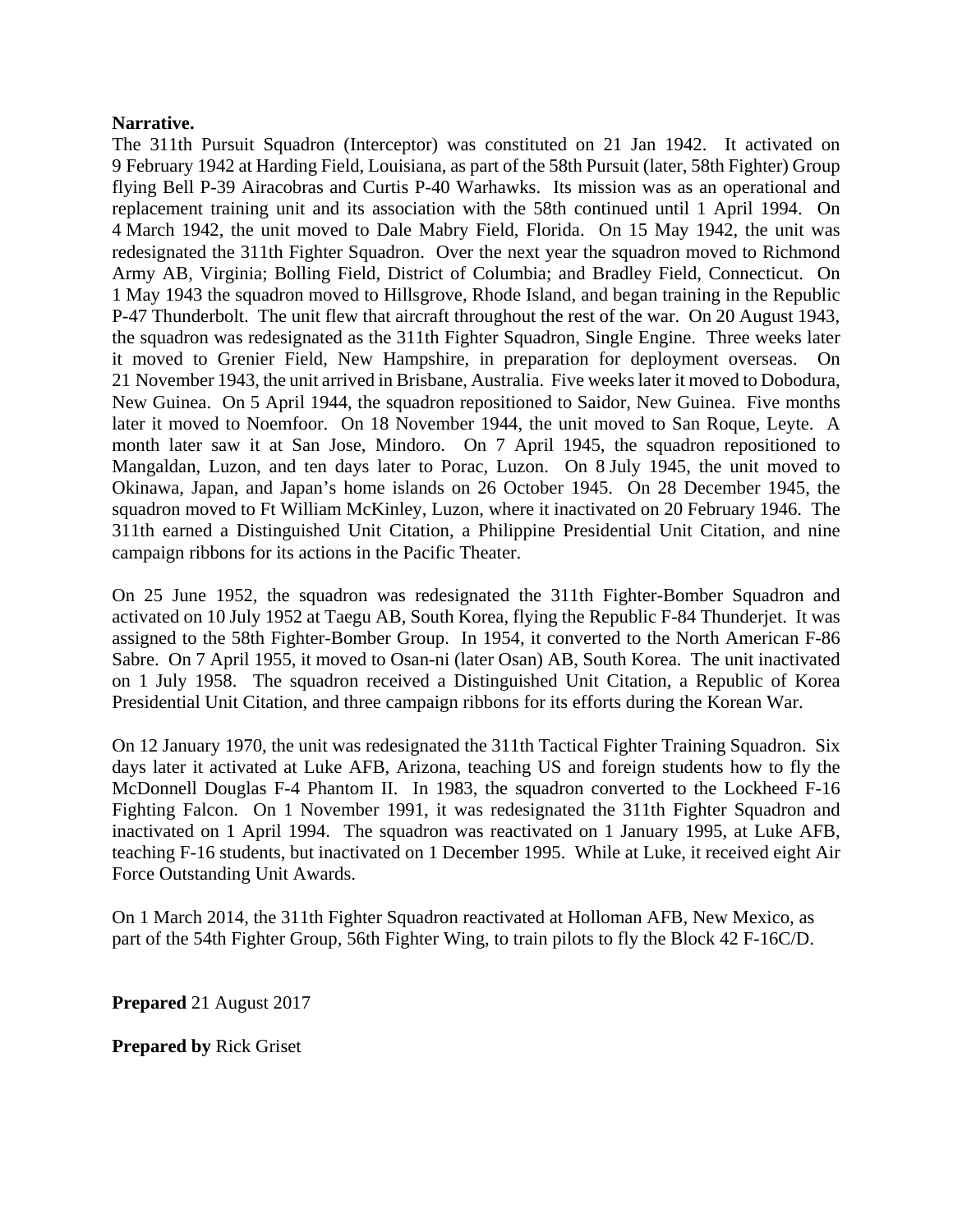**Narrative.**

The 311th Pursuit Squadron (Interceptor) was constituted on 21 Jan 1942. It activated on 9 February 1942 at Harding Field, Louisiana, as part of the 58th Pursuit (later, 58th Fighter) Group flying Bell P-39 Airacobras and Curtis P-40 Warhawks. Its mission was as an operational and replacement training unit and its association with the 58th continued until 1 April 1994. On 4 March 1942, the unit moved to Dale Mabry Field, Florida. On 15 May 1942, the unit was redesignated the 311th Fighter Squadron. Over the next year the squadron moved to Richmond Army AB, Virginia; Bolling Field, District of Columbia; and Bradley Field, Connecticut. On 1 May 1943 the squadron moved to Hillsgrove, Rhode Island, and began training in the Republic P-47 Thunderbolt. The unit flew that aircraft throughout the rest of the war. On 20 August 1943, the squadron was redesignated as the 311th Fighter Squadron, Single Engine. Three weeks later it moved to Grenier Field, New Hampshire, in preparation for deployment overseas. On 21 November 1943, the unit arrived in Brisbane, Australia. Five weeks later it moved to Dobodura, New Guinea. On 5 April 1944, the squadron repositioned to Saidor, New Guinea. Five months later it moved to Noemfoor. On 18 November 1944, the unit moved to San Roque, Leyte. A month later saw it at San Jose, Mindoro. On 7 April 1945, the squadron repositioned to Mangaldan, Luzon, and ten days later to Porac, Luzon. On 8 July 1945, the unit moved to Okinawa, Japan, and Japan's home islands on 26 October 1945. On 28 December 1945, the squadron moved to Ft William McKinley, Luzon, where it inactivated on 20 February 1946. The 311th earned a Distinguished Unit Citation, a Philippine Presidential Unit Citation, and nine campaign ribbons for its actions in the Pacific Theater.

On 25 June 1952, the squadron was redesignated the 311th Fighter-Bomber Squadron and activated on 10 July 1952 at Taegu AB, South Korea, flying the Republic F-84 Thunderjet. It was assigned to the 58th Fighter-Bomber Group. In 1954, it converted to the North American F-86 Sabre. On 7 April 1955, it moved to Osan-ni (later Osan) AB, South Korea. The unit inactivated on 1 July 1958. The squadron received a Distinguished Unit Citation, a Republic of Korea Presidential Unit Citation, and three campaign ribbons for its efforts during the Korean War.

On 12 January 1970, the unit was redesignated the 311th Tactical Fighter Training Squadron. Six days later it activated at Luke AFB, Arizona, teaching US and foreign students how to fly the McDonnell Douglas F-4 Phantom II. In 1983, the squadron converted to the Lockheed F-16 Fighting Falcon. On 1 November 1991, it was redesignated the 311th Fighter Squadron and inactivated on 1 April 1994. The squadron was reactivated on 1 January 1995, at Luke AFB, teaching F-16 students, but inactivated on 1 December 1995. While at Luke, it received eight Air Force Outstanding Unit Awards.

On 1 March 2014, the 311th Fighter Squadron reactivated at Holloman AFB, New Mexico, as part of the 54th Fighter Group, 56th Fighter Wing, to train pilots to fly the Block 42 F-16C/D.

**Prepared** 21 August 2017

**Prepared by** Rick Griset